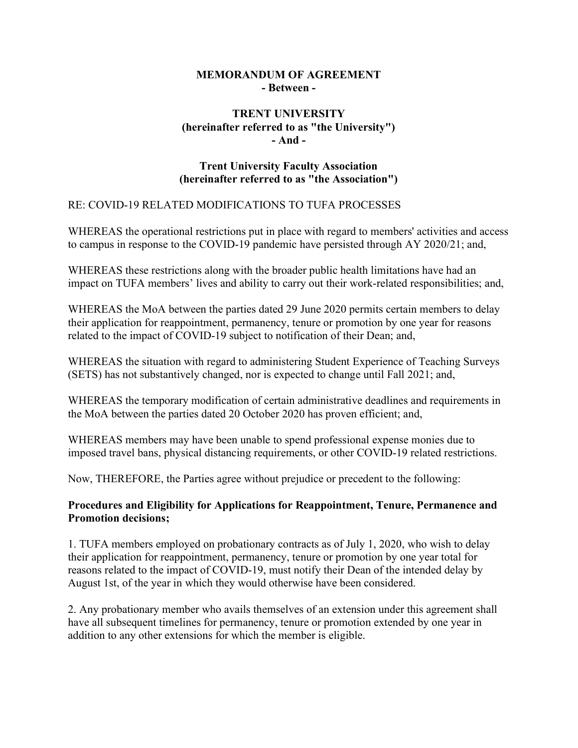**MEMORANDUM OF AGREEMENT**
**- Between -**

**TRENT UNIVERSITY**
**(hereinafter referred to as "the University")**
**- And -**

**Trent University Faculty Association**
**(hereinafter referred to as "the Association")**

RE: COVID-19 RELATED MODIFICATIONS TO TUFA PROCESSES

WHEREAS the operational restrictions put in place with regard to members' activities and access to campus in response to the COVID-19 pandemic have persisted through AY 2020/21; and,

WHEREAS these restrictions along with the broader public health limitations have had an impact on TUFA members' lives and ability to carry out their work-related responsibilities; and,

WHEREAS the MoA between the parties dated 29 June 2020 permits certain members to delay their application for reappointment, permanency, tenure or promotion by one year for reasons related to the impact of COVID-19 subject to notification of their Dean; and,

WHEREAS the situation with regard to administering Student Experience of Teaching Surveys (SETS) has not substantively changed, nor is expected to change until Fall 2021; and,

WHEREAS the temporary modification of certain administrative deadlines and requirements in the MoA between the parties dated 20 October 2020 has proven efficient; and,

WHEREAS members may have been unable to spend professional expense monies due to imposed travel bans, physical distancing requirements, or other COVID-19 related restrictions.

Now, THEREFORE, the Parties agree without prejudice or precedent to the following:

**Procedures and Eligibility for Applications for Reappointment, Tenure, Permanence and Promotion decisions;**

1. TUFA members employed on probationary contracts as of July 1, 2020, who wish to delay their application for reappointment, permanency, tenure or promotion by one year total for reasons related to the impact of COVID-19, must notify their Dean of the intended delay by August 1st, of the year in which they would otherwise have been considered.

2. Any probationary member who avails themselves of an extension under this agreement shall have all subsequent timelines for permanency, tenure or promotion extended by one year in addition to any other extensions for which the member is eligible.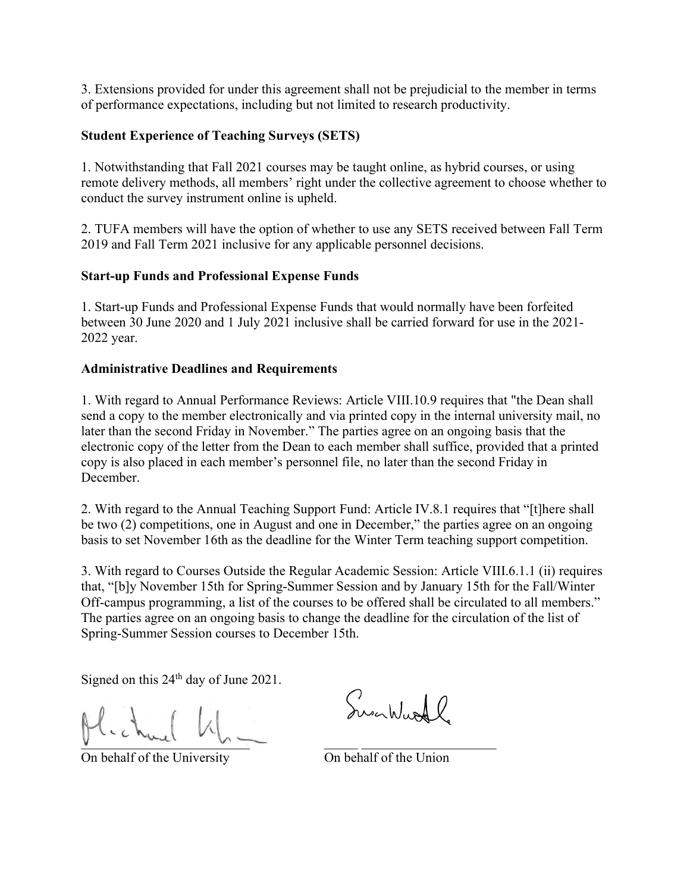3. Extensions provided for under this agreement shall not be prejudicial to the member in terms of performance expectations, including but not limited to research productivity.

**Student Experience of Teaching Surveys (SETS)**

1. Notwithstanding that Fall 2021 courses may be taught online, as hybrid courses, or using remote delivery methods, all members' right under the collective agreement to choose whether to conduct the survey instrument online is upheld.

2. TUFA members will have the option of whether to use any SETS received between Fall Term 2019 and Fall Term 2021 inclusive for any applicable personnel decisions.

**Start-up Funds and Professional Expense Funds**

1. Start-up Funds and Professional Expense Funds that would normally have been forfeited between 30 June 2020 and 1 July 2021 inclusive shall be carried forward for use in the 2021-2022 year.

**Administrative Deadlines and Requirements**

1. With regard to Annual Performance Reviews: Article VIII.10.9 requires that "the Dean shall send a copy to the member electronically and via printed copy in the internal university mail, no later than the second Friday in November." The parties agree on an ongoing basis that the electronic copy of the letter from the Dean to each member shall suffice, provided that a printed copy is also placed in each member's personnel file, no later than the second Friday in December.

2. With regard to the Annual Teaching Support Fund: Article IV.8.1 requires that "[t]here shall be two (2) competitions, one in August and one in December," the parties agree on an ongoing basis to set November 16th as the deadline for the Winter Term teaching support competition.

3. With regard to Courses Outside the Regular Academic Session: Article VIII.6.1.1 (ii) requires that, "[b]y November 15th for Spring-Summer Session and by January 15th for the Fall/Winter Off-campus programming, a list of the courses to be offered shall be circulated to all members." The parties agree on an ongoing basis to change the deadline for the circulation of the list of Spring-Summer Session courses to December 15th.

Signed on this 24th day of June 2021.

On behalf of the University

On behalf of the Union